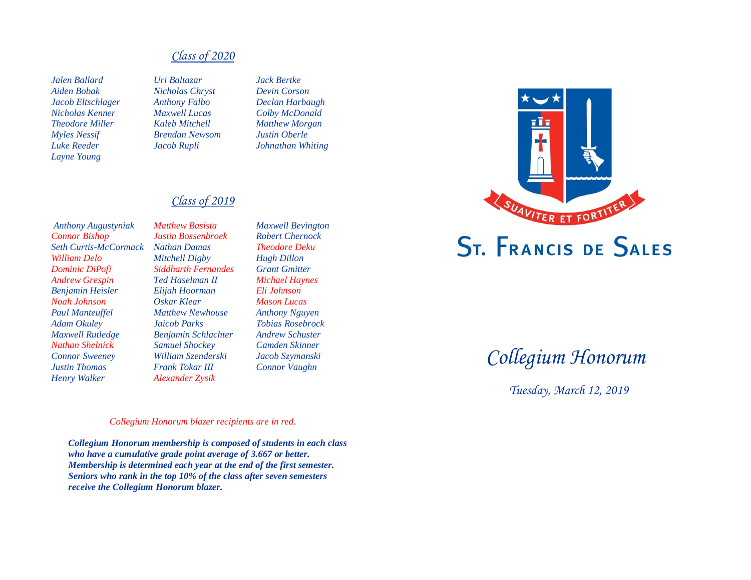## *Class of 2020*

*Jalen Ballard*
*Uri Baltazar*
*Jack Bertke*
*Aiden Bobak*
*Nicholas Chryst*
*Devin Corson*
*Jacob Eltschlager*
*Anthony Falbo*
*Declan Harbaugh*
*Nicholas Kenner*
*Maxwell Lucas*
*Colby McDonald*
*Theodore Miller*
*Kaleb Mitchell*
*Matthew Morgan*
*Myles Nessif*
*Brendan Newsom*
*Justin Oberle*
*Luke Reeder*
*Jacob Rupli*
*Johnathan Whiting*
*Layne Young*

## *Class of 2019*

*Anthony Augustyniak*
*Matthew Basista*
*Maxwell Bevington*
*Connor Bishop*
*Justin Bossenbroek*
*Robert Chernock*
*Seth Curtis-McCormack*
*Nathan Damas*
*Theodore Deku*
*William Delo*
*Mitchell Digby*
*Hugh Dillon*
*Dominic DiPofi*
*Siddharth Fernandes*
*Grant Gmitter*
*Andrew Grespin*
*Ted Haselman II*
*Michael Haynes*
*Benjamin Heisler*
*Elijah Hoorman*
*Eli Johnson*
*Noah Johnson*
*Oskar Klear*
*Mason Lucas*
*Paul Manteuffel*
*Matthew Newhouse*
*Anthony Nguyen*
*Adam Okuley*
*Jaicob Parks*
*Tobias Rosebrock*
*Maxwell Rutledge*
*Benjamin Schlachter*
*Andrew Schuster*
*Nathan Shelnick*
*Samuel Shockey*
*Camden Skinner*
*Connor Sweeney*
*William Szenderski*
*Jacob Szymanski*
*Justin Thomas*
*Frank Tokar III*
*Connor Vaughn*
*Henry Walker*
*Alexander Zysik*

*Collegium Honorum blazer recipients are in red.*

***Collegium Honorum membership is composed of students in each class who have a cumulative grade point average of 3.667 or better. Membership is determined each year at the end of the first semester. Seniors who rank in the top 10% of the class after seven semesters receive the Collegium Honorum blazer.***

SUAVITER ET FORTITER

# St. Francis de Sales

# *Collegium Honorum*

*Tuesday, March 12, 2019*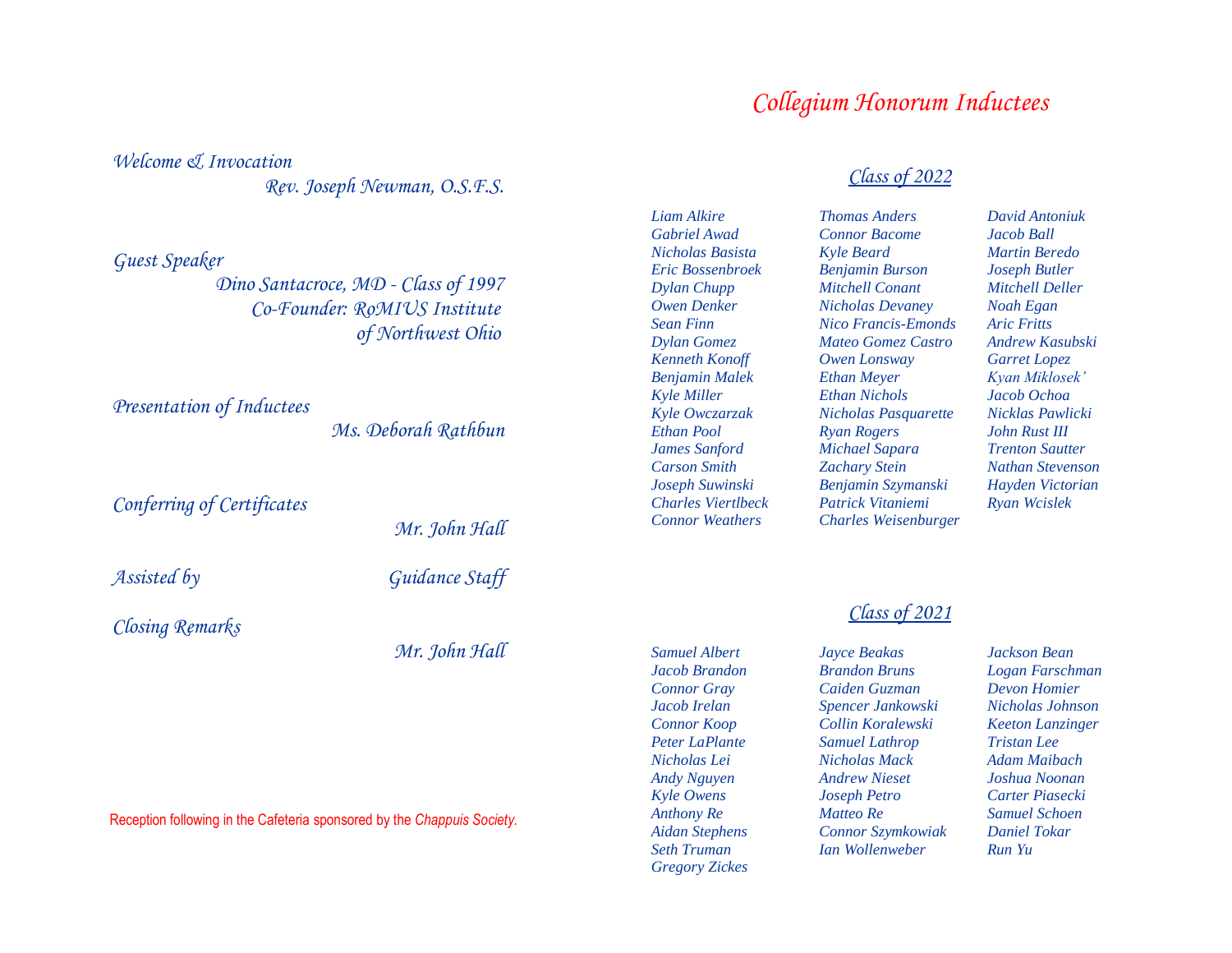Welcome & Invocation

Rev. Joseph Newman, O.S.F.S.

Guest Speaker

Dino Santacroce, MD - Class of 1997
Co-Founder: RoMIUS Institute of Northwest Ohio

Presentation of Inductees

Ms. Deborah Rathbun

Conferring of Certificates

Mr. John Hall

Assisted by — Guidance Staff

Closing Remarks

Mr. John Hall

Reception following in the Cafeteria sponsored by the *Chappuis Society*.

# Collegium Honorum Inductees

## Class of 2022

| | | |
|---|---|---|
| *Liam Alkire* | *Thomas Anders* | *David Antoniuk* |
| *Gabriel Awad* | *Connor Bacome* | *Jacob Ball* |
| *Nicholas Basista* | *Kyle Beard* | *Martin Beredo* |
| *Eric Bossenbroek* | *Benjamin Burson* | *Joseph Butler* |
| *Dylan Chupp* | *Mitchell Conant* | *Mitchell Deller* |
| *Owen Denker* | *Nicholas Devaney* | *Noah Egan* |
| *Sean Finn* | *Nico Francis-Emonds* | *Aric Fritts* |
| *Dylan Gomez* | *Mateo Gomez Castro* | *Andrew Kasubski* |
| *Kenneth Konoff* | *Owen Lonsway* | *Garret Lopez* |
| *Benjamin Malek* | *Ethan Meyer* | *Kyan Miklosek'* |
| *Kyle Miller* | *Ethan Nichols* | *Jacob Ochoa* |
| *Kyle Owczarzak* | *Nicholas Pasquarette* | *Nicklas Pawlicki* |
| *Ethan Pool* | *Ryan Rogers* | *John Rust III* |
| *James Sanford* | *Michael Sapara* | *Trenton Sautter* |
| *Carson Smith* | *Zachary Stein* | *Nathan Stevenson* |
| *Joseph Suwinski* | *Benjamin Szymanski* | *Hayden Victorian* |
| *Charles Viertlbeck* | *Patrick Vitaniemi* | *Ryan Wcislek* |
| *Connor Weathers* | *Charles Weisenburger* | |

## Class of 2021

| | | |
|---|---|---|
| *Samuel Albert* | *Jayce Beakas* | *Jackson Bean* |
| *Jacob Brandon* | *Brandon Bruns* | *Logan Farschman* |
| *Connor Gray* | *Caiden Guzman* | *Devon Homier* |
| *Jacob Irelan* | *Spencer Jankowski* | *Nicholas Johnson* |
| *Connor Koop* | *Collin Koralewski* | *Keeton Lanzinger* |
| *Peter LaPlante* | *Samuel Lathrop* | *Tristan Lee* |
| *Nicholas Lei* | *Nicholas Mack* | *Adam Maibach* |
| *Andy Nguyen* | *Andrew Nieset* | *Joshua Noonan* |
| *Kyle Owens* | *Joseph Petro* | *Carter Piasecki* |
| *Anthony Re* | *Matteo Re* | *Samuel Schoen* |
| *Aidan Stephens* | *Connor Szymkowiak* | *Daniel Tokar* |
| *Seth Truman* | *Ian Wollenweber* | *Run Yu* |
| *Gregory Zickes* | | |